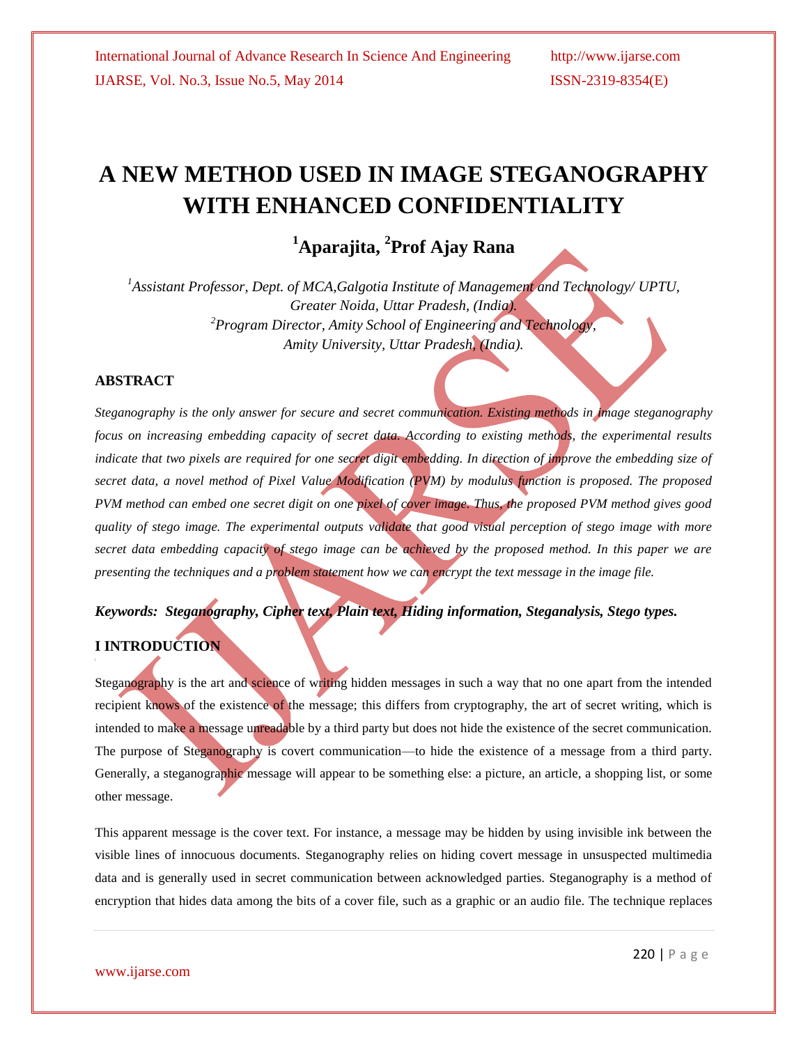# A NEW METHOD USED IN IMAGE STEGANOGRAPHY WITH ENHANCED CONFIDENTIALITY

## [1]Aparajita, [2]Prof Ajay Rana

*[1]Assistant Professor, Dept. of MCA,Galgotia Institute of Management and Technology/ UPTU, Greater Noida, Uttar Pradesh, (India).*
*[2]Program Director, Amity School of Engineering and Technology, Amity University, Uttar Pradesh, (India).*

### ABSTRACT

*Steganography is the only answer for secure and secret communication. Existing methods in image steganography focus on increasing embedding capacity of secret data. According to existing methods, the experimental results indicate that two pixels are required for one secret digit embedding. In direction of improve the embedding size of secret data, a novel method of Pixel Value Modification (PVM) by modulus function is proposed. The proposed PVM method can embed one secret digit on one pixel of cover image. Thus, the proposed PVM method gives good quality of stego image. The experimental outputs validate that good visual perception of stego image with more secret data embedding capacity of stego image can be achieved by the proposed method. In this paper we are presenting the techniques and a problem statement how we can encrypt the text message in the image file.*

***Keywords: Steganography, Cipher text, Plain text, Hiding information, Steganalysis, Stego types.***

### I INTRODUCTION

Steganography is the art and science of writing hidden messages in such a way that no one apart from the intended recipient knows of the existence of the message; this differs from cryptography, the art of secret writing, which is intended to make a message unreadable by a third party but does not hide the existence of the secret communication. The purpose of Steganography is covert communication—to hide the existence of a message from a third party. Generally, a steganographic message will appear to be something else: a picture, an article, a shopping list, or some other message.

This apparent message is the cover text. For instance, a message may be hidden by using invisible ink between the visible lines of innocuous documents. Steganography relies on hiding covert message in unsuspected multimedia data and is generally used in secret communication between acknowledged parties. Steganography is a method of encryption that hides data among the bits of a cover file, such as a graphic or an audio file. The technique replaces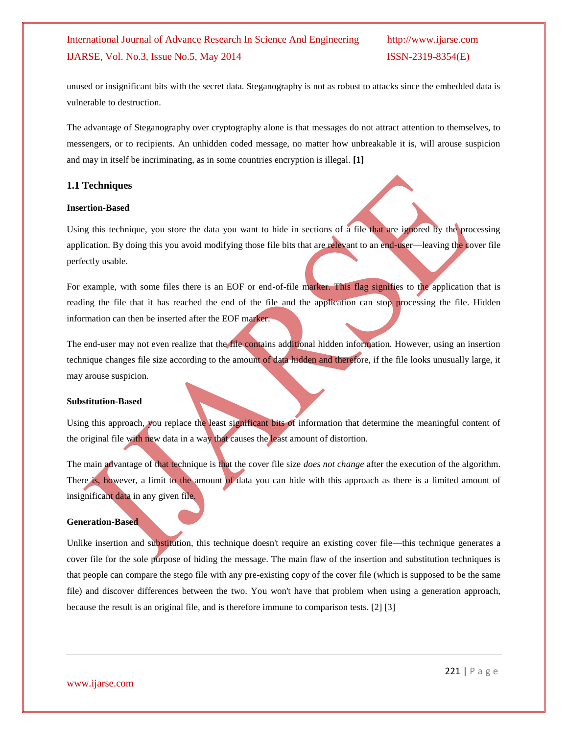unused or insignificant bits with the secret data. Steganography is not as robust to attacks since the embedded data is vulnerable to destruction.

The advantage of Steganography over cryptography alone is that messages do not attract attention to themselves, to messengers, or to recipients. An unhidden coded message, no matter how unbreakable it is, will arouse suspicion and may in itself be incriminating, as in some countries encryption is illegal. **[1]**

### 1.1 Techniques

**Insertion-Based**

Using this technique, you store the data you want to hide in sections of a file that are ignored by the processing application. By doing this you avoid modifying those file bits that are relevant to an end-user—leaving the cover file perfectly usable.

For example, with some files there is an EOF or end-of-file marker. This flag signifies to the application that is reading the file that it has reached the end of the file and the application can stop processing the file. Hidden information can then be inserted after the EOF marker.

The end-user may not even realize that the file contains additional hidden information. However, using an insertion technique changes file size according to the amount of data hidden and therefore, if the file looks unusually large, it may arouse suspicion.

**Substitution-Based**

Using this approach, you replace the least significant bits of information that determine the meaningful content of the original file with new data in a way that causes the least amount of distortion.

The main advantage of that technique is that the cover file size *does not change* after the execution of the algorithm. There is, however, a limit to the amount of data you can hide with this approach as there is a limited amount of insignificant data in any given file.

**Generation-Based**

Unlike insertion and substitution, this technique doesn't require an existing cover file—this technique generates a cover file for the sole purpose of hiding the message. The main flaw of the insertion and substitution techniques is that people can compare the stego file with any pre-existing copy of the cover file (which is supposed to be the same file) and discover differences between the two. You won't have that problem when using a generation approach, because the result is an original file, and is therefore immune to comparison tests. [2] [3]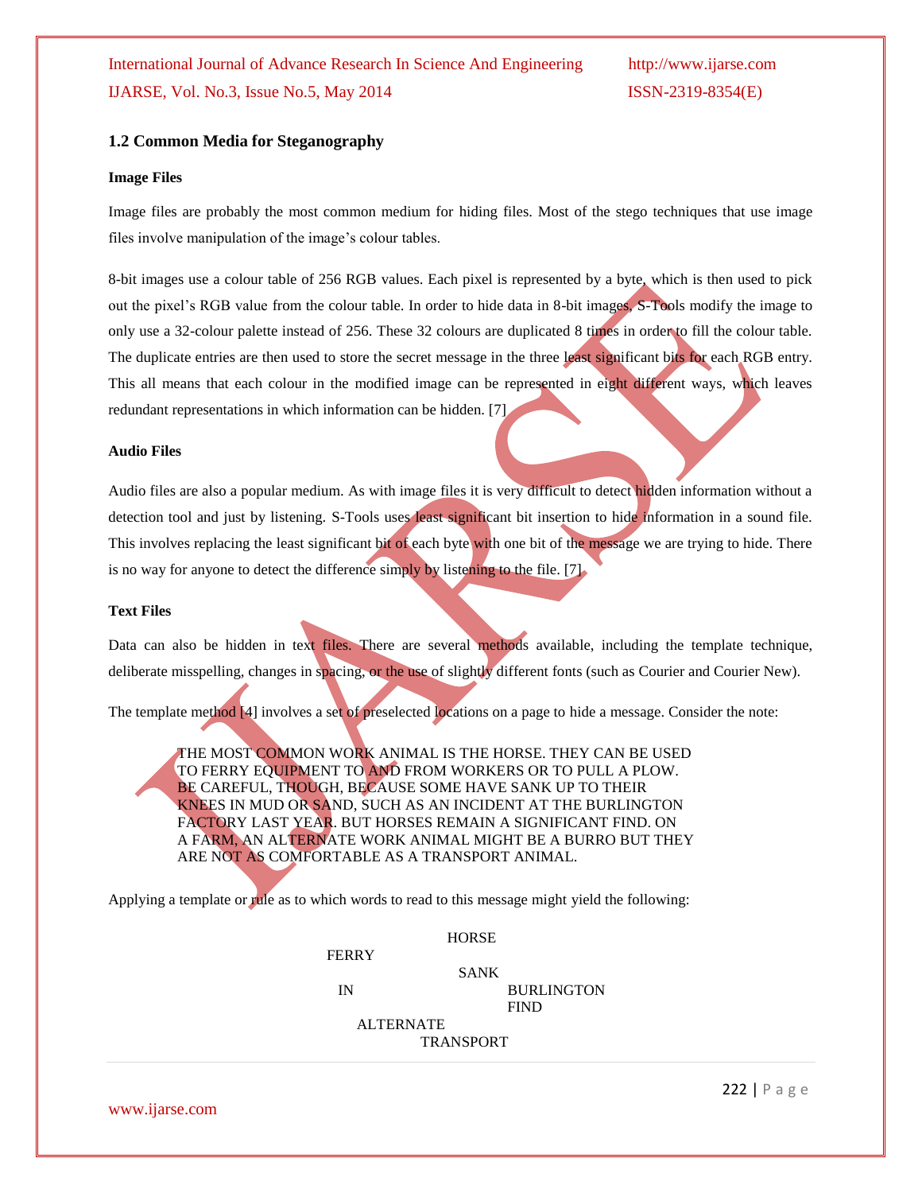### 1.2 Common Media for Steganography

**Image Files**

Image files are probably the most common medium for hiding files. Most of the stego techniques that use image files involve manipulation of the image's colour tables.

8-bit images use a colour table of 256 RGB values. Each pixel is represented by a byte, which is then used to pick out the pixel's RGB value from the colour table. In order to hide data in 8-bit images, S-Tools modify the image to only use a 32-colour palette instead of 256. These 32 colours are duplicated 8 times in order to fill the colour table. The duplicate entries are then used to store the secret message in the three least significant bits for each RGB entry. This all means that each colour in the modified image can be represented in eight different ways, which leaves redundant representations in which information can be hidden. [7]

**Audio Files**

Audio files are also a popular medium. As with image files it is very difficult to detect hidden information without a detection tool and just by listening. S-Tools uses least significant bit insertion to hide information in a sound file. This involves replacing the least significant bit of each byte with one bit of the message we are trying to hide. There is no way for anyone to detect the difference simply by listening to the file. [7]

**Text Files**

Data can also be hidden in text files. There are several methods available, including the template technique, deliberate misspelling, changes in spacing, or the use of slightly different fonts (such as Courier and Courier New).

The template method [4] involves a set of preselected locations on a page to hide a message. Consider the note:

> THE MOST COMMON WORK ANIMAL IS THE HORSE. THEY CAN BE USED TO FERRY EQUIPMENT TO AND FROM WORKERS OR TO PULL A PLOW. BE CAREFUL, THOUGH, BECAUSE SOME HAVE SANK UP TO THEIR KNEES IN MUD OR SAND, SUCH AS AN INCIDENT AT THE BURLINGTON FACTORY LAST YEAR. BUT HORSES REMAIN A SIGNIFICANT FIND. ON A FARM, AN ALTERNATE WORK ANIMAL MIGHT BE A BURRO BUT THEY ARE NOT AS COMFORTABLE AS A TRANSPORT ANIMAL.

Applying a template or rule as to which words to read to this message might yield the following:

```
                    HORSE
          FERRY
                     SANK
           IN                 BURLINGTON
                              FIND
             ALTERNATE
                   TRANSPORT
```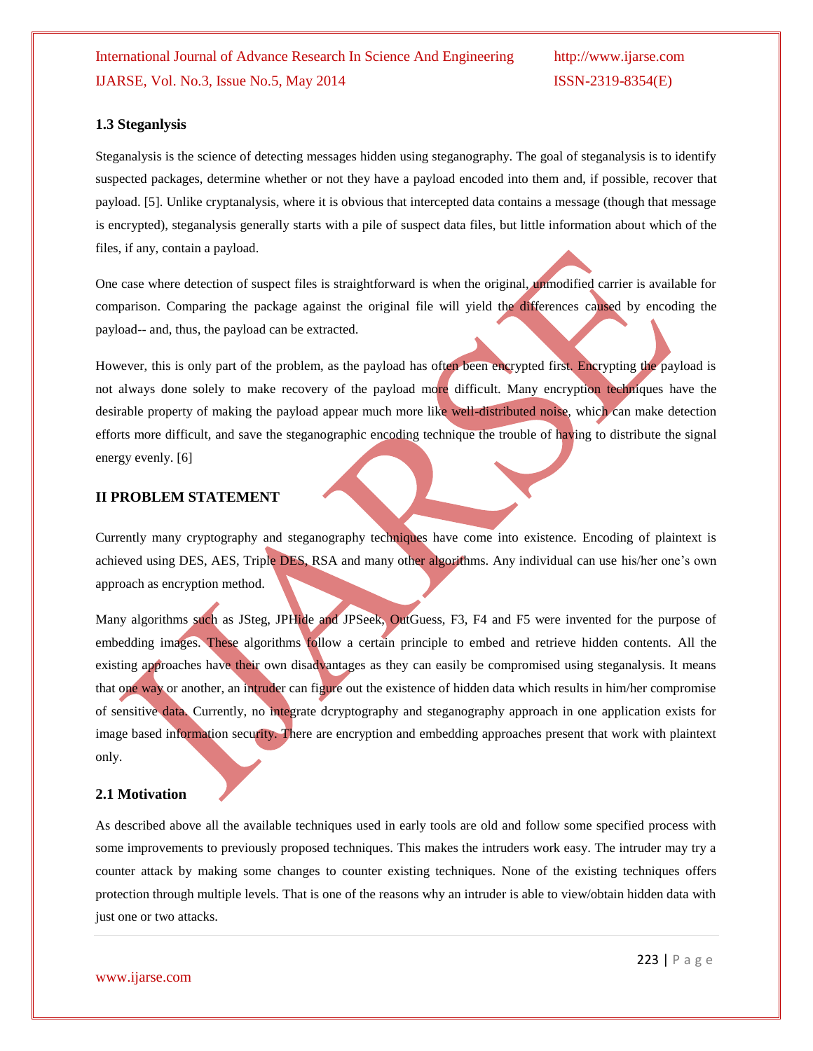### 1.3 Steganlysis

Steganalysis is the science of detecting messages hidden using steganography. The goal of steganalysis is to identify suspected packages, determine whether or not they have a payload encoded into them and, if possible, recover that payload. [5]. Unlike cryptanalysis, where it is obvious that intercepted data contains a message (though that message is encrypted), steganalysis generally starts with a pile of suspect data files, but little information about which of the files, if any, contain a payload.

One case where detection of suspect files is straightforward is when the original, unmodified carrier is available for comparison. Comparing the package against the original file will yield the differences caused by encoding the payload-- and, thus, the payload can be extracted.

However, this is only part of the problem, as the payload has often been encrypted first. Encrypting the payload is not always done solely to make recovery of the payload more difficult. Many encryption techniques have the desirable property of making the payload appear much more like well-distributed noise, which can make detection efforts more difficult, and save the steganographic encoding technique the trouble of having to distribute the signal energy evenly. [6]

## II PROBLEM STATEMENT

Currently many cryptography and steganography techniques have come into existence. Encoding of plaintext is achieved using DES, AES, Triple DES, RSA and many other algorithms. Any individual can use his/her one's own approach as encryption method.

Many algorithms such as JSteg, JPHide and JPSeek, OutGuess, F3, F4 and F5 were invented for the purpose of embedding images. These algorithms follow a certain principle to embed and retrieve hidden contents. All the existing approaches have their own disadvantages as they can easily be compromised using steganalysis. It means that one way or another, an intruder can figure out the existence of hidden data which results in him/her compromise of sensitive data. Currently, no integrate dcryptography and steganography approach in one application exists for image based information security. There are encryption and embedding approaches present that work with plaintext only.

### 2.1 Motivation

As described above all the available techniques used in early tools are old and follow some specified process with some improvements to previously proposed techniques. This makes the intruders work easy. The intruder may try a counter attack by making some changes to counter existing techniques. None of the existing techniques offers protection through multiple levels. That is one of the reasons why an intruder is able to view/obtain hidden data with just one or two attacks.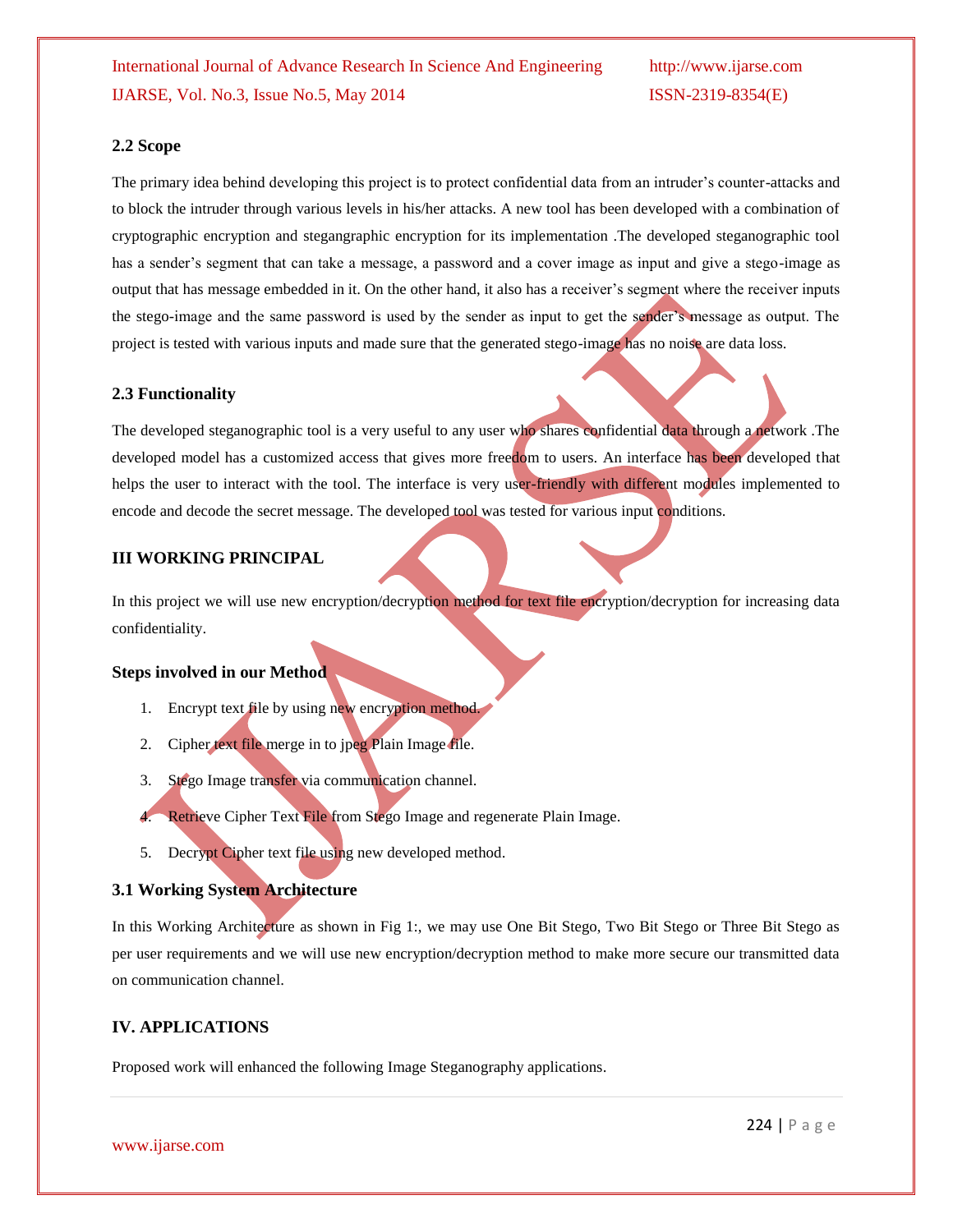### 2.2 Scope

The primary idea behind developing this project is to protect confidential data from an intruder's counter-attacks and to block the intruder through various levels in his/her attacks. A new tool has been developed with a combination of cryptographic encryption and stegangraphic encryption for its implementation .The developed steganographic tool has a sender's segment that can take a message, a password and a cover image as input and give a stego-image as output that has message embedded in it. On the other hand, it also has a receiver's segment where the receiver inputs the stego-image and the same password is used by the sender as input to get the sender's message as output. The project is tested with various inputs and made sure that the generated stego-image has no noise are data loss.

### 2.3 Functionality

The developed steganographic tool is a very useful to any user who shares confidential data through a network .The developed model has a customized access that gives more freedom to users. An interface has been developed that helps the user to interact with the tool. The interface is very user-friendly with different modules implemented to encode and decode the secret message. The developed tool was tested for various input conditions.

## III WORKING PRINCIPAL

In this project we will use new encryption/decryption method for text file encryption/decryption for increasing data confidentiality.

### Steps involved in our Method

1. Encrypt text file by using new encryption method.
2. Cipher text file merge in to jpeg Plain Image file.
3. Stego Image transfer via communication channel.
4. Retrieve Cipher Text File from Stego Image and regenerate Plain Image.
5. Decrypt Cipher text file using new developed method.

### 3.1 Working System Architecture

In this Working Architecture as shown in Fig 1:, we may use One Bit Stego, Two Bit Stego or Three Bit Stego as per user requirements and we will use new encryption/decryption method to make more secure our transmitted data on communication channel.

## IV. APPLICATIONS

Proposed work will enhanced the following Image Steganography applications.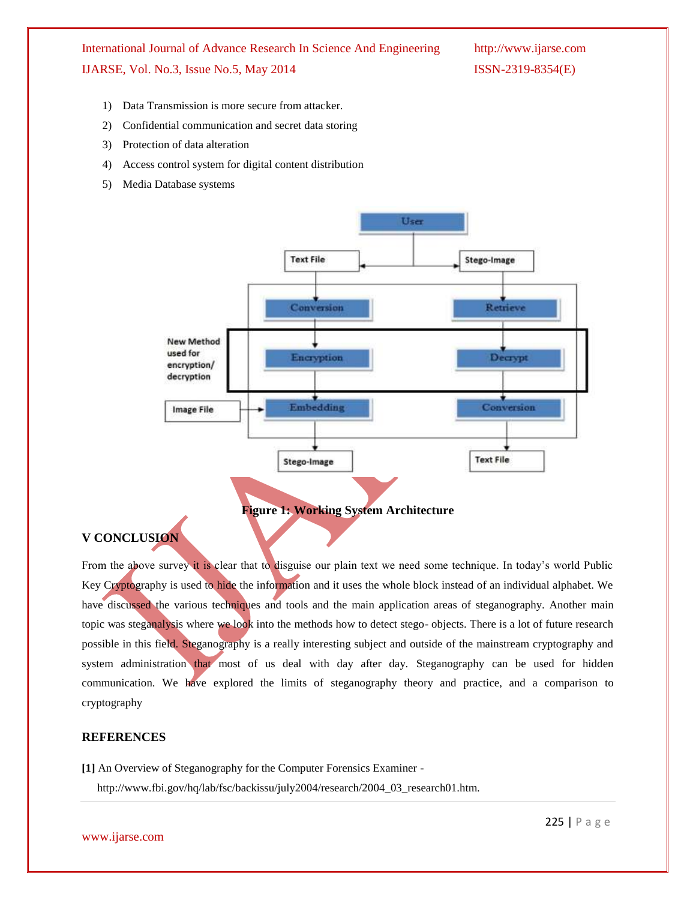1) Data Transmission is more secure from attacker.
2) Confidential communication and secret data storing
3) Protection of data alteration
4) Access control system for digital content distribution
5) Media Database systems

**Figure 1: Working System Architecture**

## V CONCLUSION

From the above survey it is clear that to disguise our plain text we need some technique. In today's world Public Key Cryptography is used to hide the information and it uses the whole block instead of an individual alphabet. We have discussed the various techniques and tools and the main application areas of steganography. Another main topic was steganalysis where we look into the methods how to detect stego- objects. There is a lot of future research possible in this field. Steganography is a really interesting subject and outside of the mainstream cryptography and system administration that most of us deal with day after day. Steganography can be used for hidden communication. We have explored the limits of steganography theory and practice, and a comparison to cryptography

## REFERENCES

**[1]** An Overview of Steganography for the Computer Forensics Examiner - http://www.fbi.gov/hq/lab/fsc/backissu/july2004/research/2004_03_research01.htm.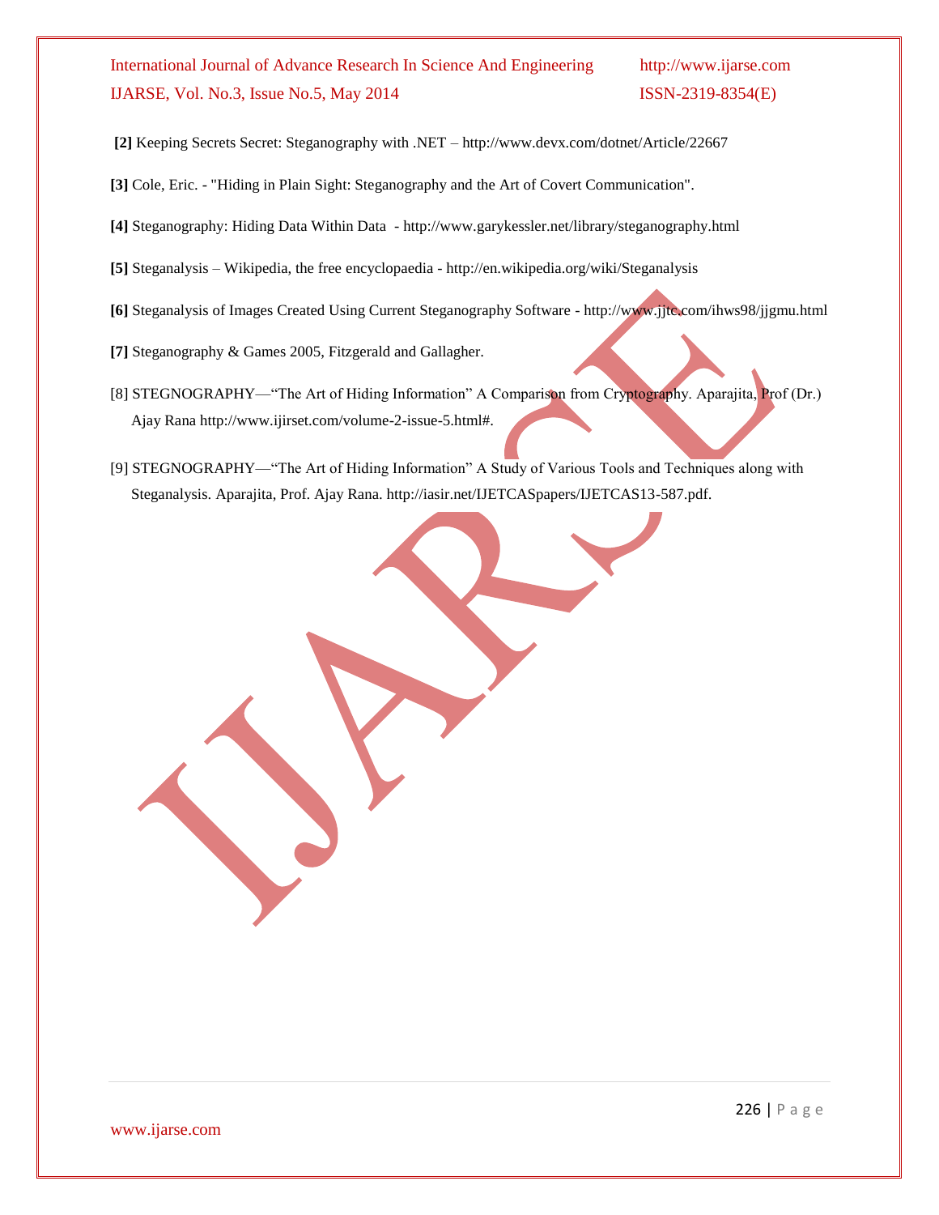**[2]** Keeping Secrets Secret: Steganography with .NET – http://www.devx.com/dotnet/Article/22667

**[3]** Cole, Eric. - "Hiding in Plain Sight: Steganography and the Art of Covert Communication".

**[4]** Steganography: Hiding Data Within Data - http://www.garykessler.net/library/steganography.html

**[5]** Steganalysis – Wikipedia, the free encyclopaedia - http://en.wikipedia.org/wiki/Steganalysis

**[6]** Steganalysis of Images Created Using Current Steganography Software - http://www.jjtc.com/ihws98/jjgmu.html

**[7]** Steganography & Games 2005, Fitzgerald and Gallagher.

[8] STEGNOGRAPHY—"The Art of Hiding Information" A Comparison from Cryptography. Aparajita, Prof (Dr.) Ajay Rana http://www.ijirset.com/volume-2-issue-5.html#.

[9] STEGNOGRAPHY—"The Art of Hiding Information" A Study of Various Tools and Techniques along with Steganalysis. Aparajita, Prof. Ajay Rana. http://iasir.net/IJETCASpapers/IJETCAS13-587.pdf.